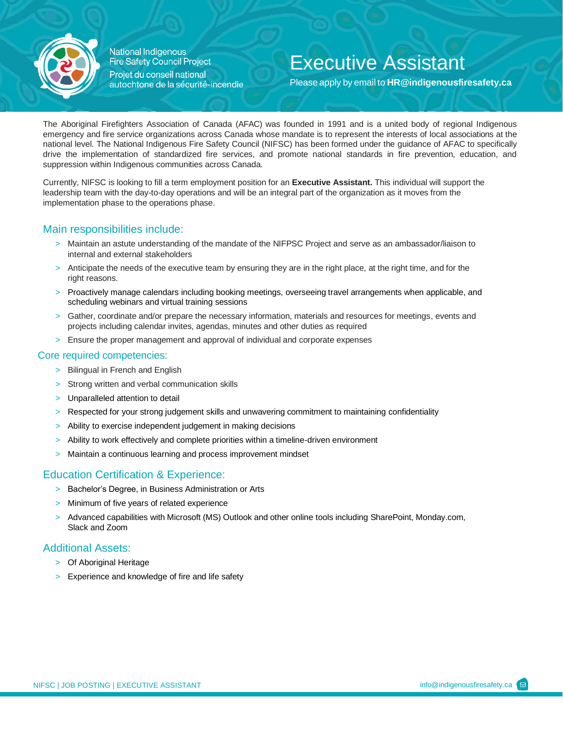National Indigenous
Fire Safety Council Project
Projet du conseil national
autochtone de la sécurité-incendie

# Executive Assistant

Please apply by email to **HR@indigenousfiresafety.ca**

The Aboriginal Firefighters Association of Canada (AFAC) was founded in 1991 and is a united body of regional Indigenous emergency and fire service organizations across Canada whose mandate is to represent the interests of local associations at the national level. The National Indigenous Fire Safety Council (NIFSC) has been formed under the guidance of AFAC to specifically drive the implementation of standardized fire services, and promote national standards in fire prevention, education, and suppression within Indigenous communities across Canada.

Currently, NIFSC is looking to fill a term employment position for an **Executive Assistant.** This individual will support the leadership team with the day-to-day operations and will be an integral part of the organization as it moves from the implementation phase to the operations phase.

## Main responsibilities include:

- Maintain an astute understanding of the mandate of the NIFPSC Project and serve as an ambassador/liaison to internal and external stakeholders
- Anticipate the needs of the executive team by ensuring they are in the right place, at the right time, and for the right reasons.
- Proactively manage calendars including booking meetings, overseeing travel arrangements when applicable, and scheduling webinars and virtual training sessions
- Gather, coordinate and/or prepare the necessary information, materials and resources for meetings, events and projects including calendar invites, agendas, minutes and other duties as required
- Ensure the proper management and approval of individual and corporate expenses

## Core required competencies:

- Bilingual in French and English
- Strong written and verbal communication skills
- Unparalleled attention to detail
- Respected for your strong judgement skills and unwavering commitment to maintaining confidentiality
- Ability to exercise independent judgement in making decisions
- Ability to work effectively and complete priorities within a timeline-driven environment
- Maintain a continuous learning and process improvement mindset

## Education Certification & Experience:

- Bachelor's Degree, in Business Administration or Arts
- Minimum of five years of related experience
- Advanced capabilities with Microsoft (MS) Outlook and other online tools including SharePoint, Monday.com, Slack and Zoom

## Additional Assets:

- Of Aboriginal Heritage
- Experience and knowledge of fire and life safety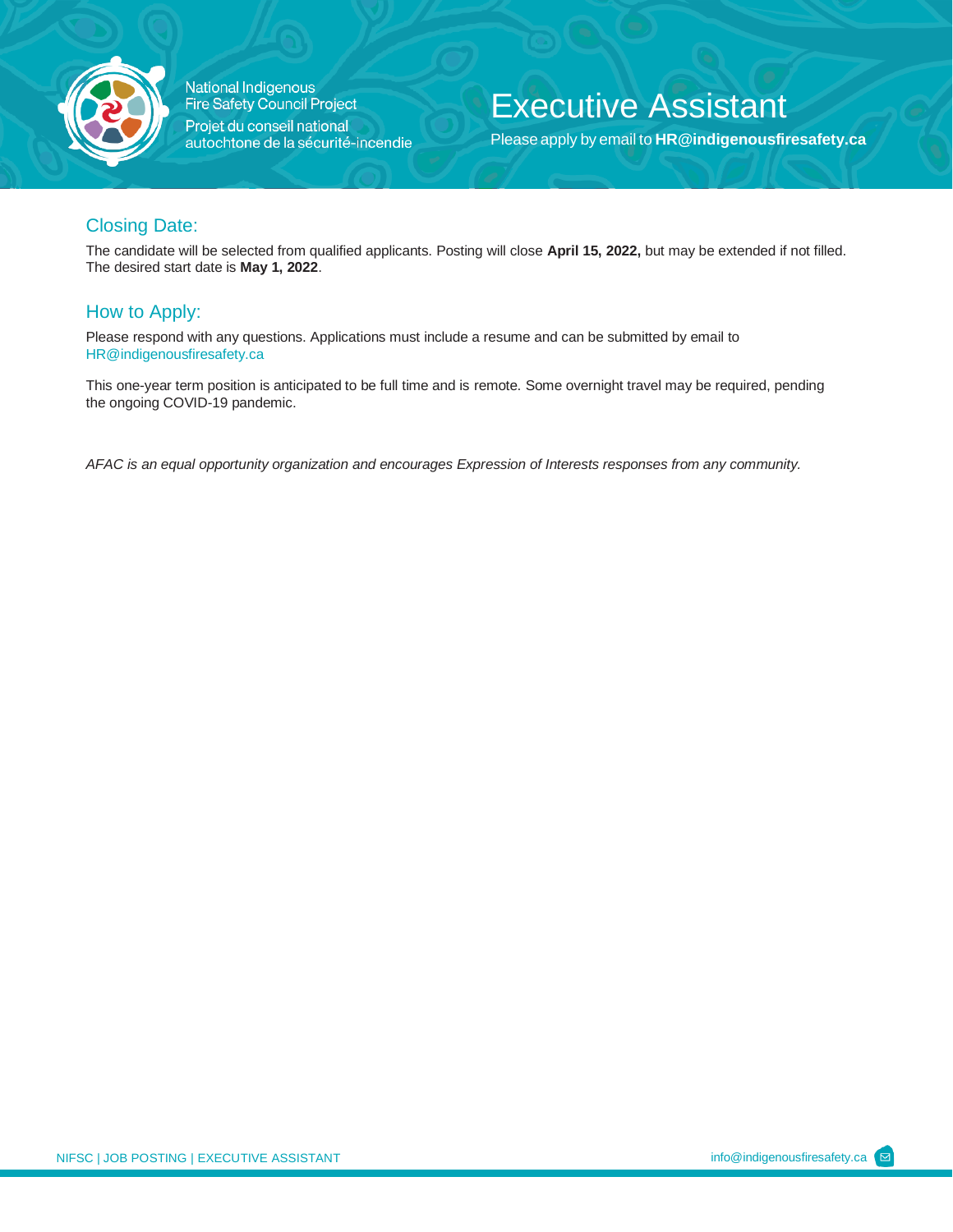National Indigenous Fire Safety Council Project
Projet du conseil national autochtone de la sécurité-incendie

# Executive Assistant

Please apply by email to **HR@indigenousfiresafety.ca**

## Closing Date:

The candidate will be selected from qualified applicants. Posting will close **April 15, 2022,** but may be extended if not filled. The desired start date is **May 1, 2022**.

## How to Apply:

Please respond with any questions. Applications must include a resume and can be submitted by email to HR@indigenousfiresafety.ca

This one-year term position is anticipated to be full time and is remote. Some overnight travel may be required, pending the ongoing COVID-19 pandemic.

*AFAC is an equal opportunity organization and encourages Expression of Interests responses from any community.*